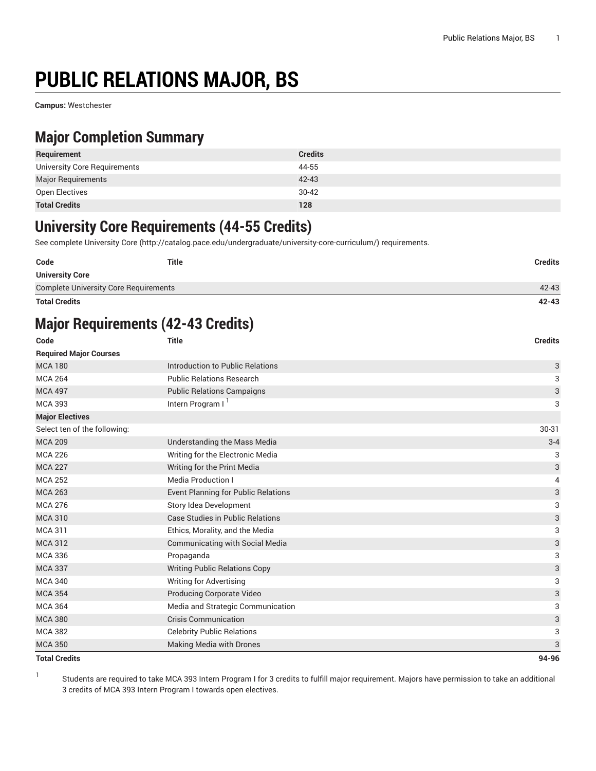# PUBLIC RELATIONS MAJOR, BS

**Campus:** Westchester

## Major Completion Summary

| Requirement | Credits |
|---|---|
| University Core Requirements | 44-55 |
| Major Requirements | 42-43 |
| Open Electives | 30-42 |
| **Total Credits** | **128** |

## University Core Requirements (44-55 Credits)

See complete University Core (http://catalog.pace.edu/undergraduate/university-core-curriculum/) requirements.

| Code | Title | Credits |
|---|---|---|
| **University Core** | | |
| Complete University Core Requirements | | 42-43 |
| **Total Credits** | | **42-43** |

## Major Requirements (42-43 Credits)

| Code | Title | Credits |
|---|---|---|
| **Required Major Courses** | | |
| MCA 180 | Introduction to Public Relations | 3 |
| MCA 264 | Public Relations Research | 3 |
| MCA 497 | Public Relations Campaigns | 3 |
| MCA 393 | Intern Program I [1] | 3 |
| **Major Electives** | | |
| Select ten of the following: | | 30-31 |
| MCA 209 | Understanding the Mass Media | 3-4 |
| MCA 226 | Writing for the Electronic Media | 3 |
| MCA 227 | Writing for the Print Media | 3 |
| MCA 252 | Media Production I | 4 |
| MCA 263 | Event Planning for Public Relations | 3 |
| MCA 276 | Story Idea Development | 3 |
| MCA 310 | Case Studies in Public Relations | 3 |
| MCA 311 | Ethics, Morality, and the Media | 3 |
| MCA 312 | Communicating with Social Media | 3 |
| MCA 336 | Propaganda | 3 |
| MCA 337 | Writing Public Relations Copy | 3 |
| MCA 340 | Writing for Advertising | 3 |
| MCA 354 | Producing Corporate Video | 3 |
| MCA 364 | Media and Strategic Communication | 3 |
| MCA 380 | Crisis Communication | 3 |
| MCA 382 | Celebrity Public Relations | 3 |
| MCA 350 | Making Media with Drones | 3 |
| **Total Credits** | | **94-96** |

1. Students are required to take MCA 393 Intern Program I for 3 credits to fulfill major requirement. Majors have permission to take an additional 3 credits of MCA 393 Intern Program I towards open electives.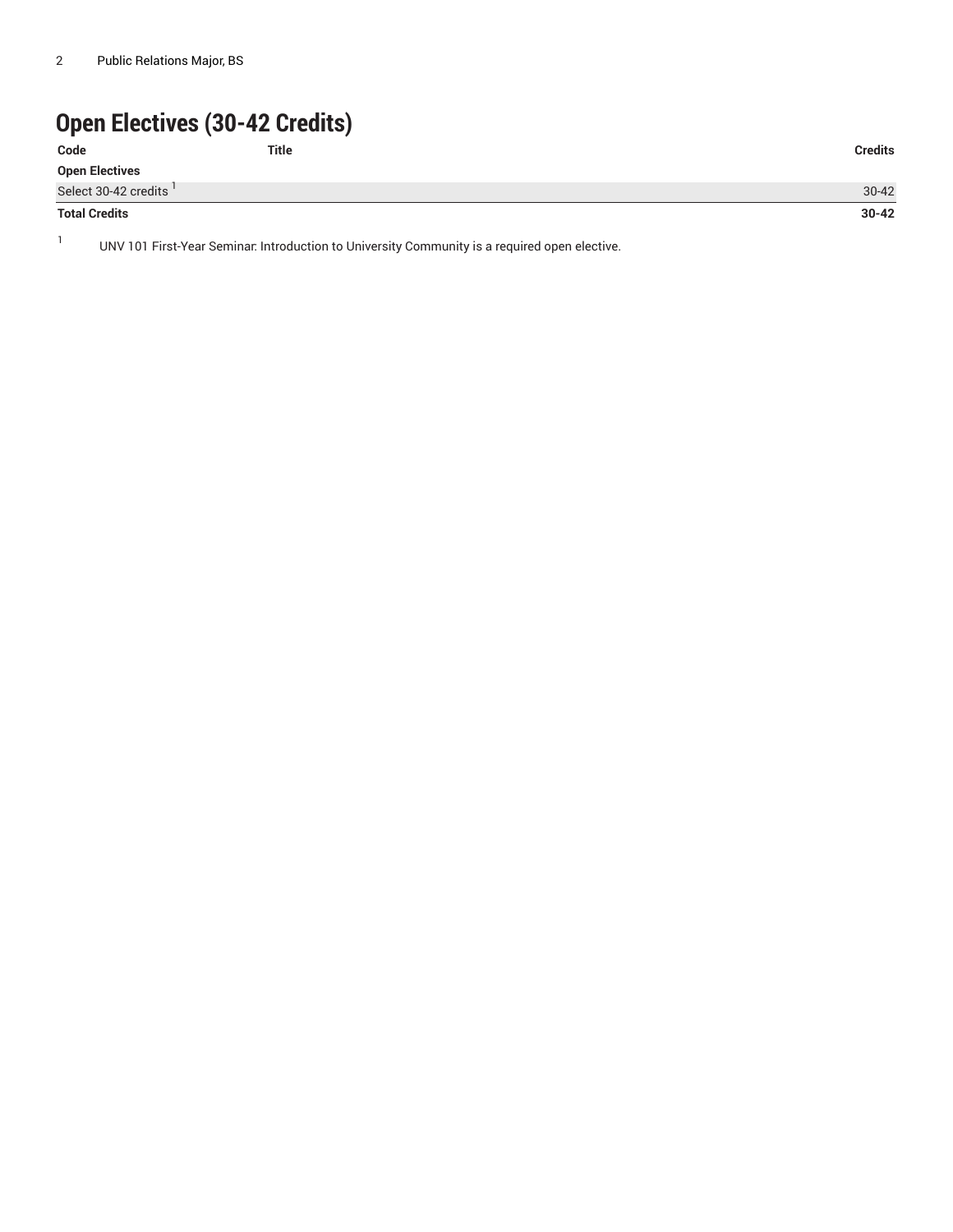## Open Electives (30-42 Credits)

| Code | Title | Credits |
| --- | --- | --- |
| **Open Electives** | | |
| Select 30-42 credits [1] | | 30-42 |
| **Total Credits** | | **30-42** |

[1] UNV 101 First-Year Seminar: Introduction to University Community is a required open elective.